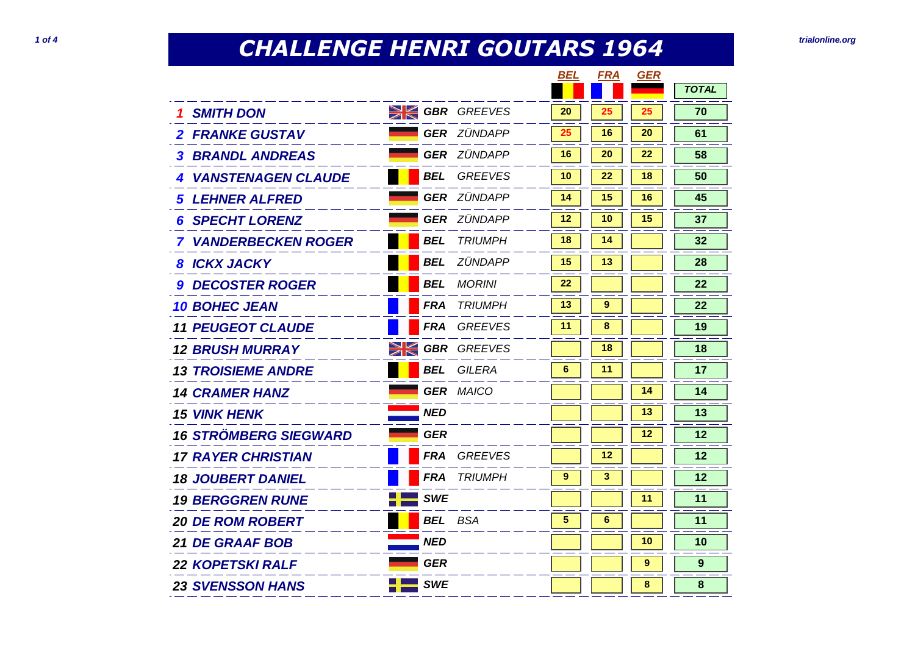# CHALLENGE HENRI GOUTARS 1964

| | Rider | Nation | Make | BEL | FRA | GER | TOTAL |
|---|---|---|---|---|---|---|---|
| 1 | SMITH DON | GBR | GREEVES | 20 | 25 | 25 | 70 |
| 2 | FRANKE GUSTAV | GER | ZÜNDAPP | 25 | 16 | 20 | 61 |
| 3 | BRANDL ANDREAS | GER | ZÜNDAPP | 16 | 20 | 22 | 58 |
| 4 | VANSTENAGEN CLAUDE | BEL | GREEVES | 10 | 22 | 18 | 50 |
| 5 | LEHNER ALFRED | GER | ZÜNDAPP | 14 | 15 | 16 | 45 |
| 6 | SPECHT LORENZ | GER | ZÜNDAPP | 12 | 10 | 15 | 37 |
| 7 | VANDERBECKEN ROGER | BEL | TRIUMPH | 18 | 14 | | 32 |
| 8 | ICKX JACKY | BEL | ZÜNDAPP | 15 | 13 | | 28 |
| 9 | DECOSTER ROGER | BEL | MORINI | 22 | | | 22 |
| 10 | BOHEC JEAN | FRA | TRIUMPH | 13 | 9 | | 22 |
| 11 | PEUGEOT CLAUDE | FRA | GREEVES | 11 | 8 | | 19 |
| 12 | BRUSH MURRAY | GBR | GREEVES | | 18 | | 18 |
| 13 | TROISIEME ANDRE | BEL | GILERA | 6 | 11 | | 17 |
| 14 | CRAMER HANZ | GER | MAICO | | | 14 | 14 |
| 15 | VINK HENK | NED | | | | 13 | 13 |
| 16 | STRÖMBERG SIEGWARD | GER | | | | 12 | 12 |
| 17 | RAYER CHRISTIAN | FRA | GREEVES | | 12 | | 12 |
| 18 | JOUBERT DANIEL | FRA | TRIUMPH | 9 | 3 | | 12 |
| 19 | BERGGREN RUNE | SWE | | | | 11 | 11 |
| 20 | DE ROM ROBERT | BEL | BSA | 5 | 6 | | 11 |
| 21 | DE GRAAF BOB | NED | | | | 10 | 10 |
| 22 | KOPETSKI RALF | GER | | | | 9 | 9 |
| 23 | SVENSSON HANS | SWE | | | | 8 | 8 |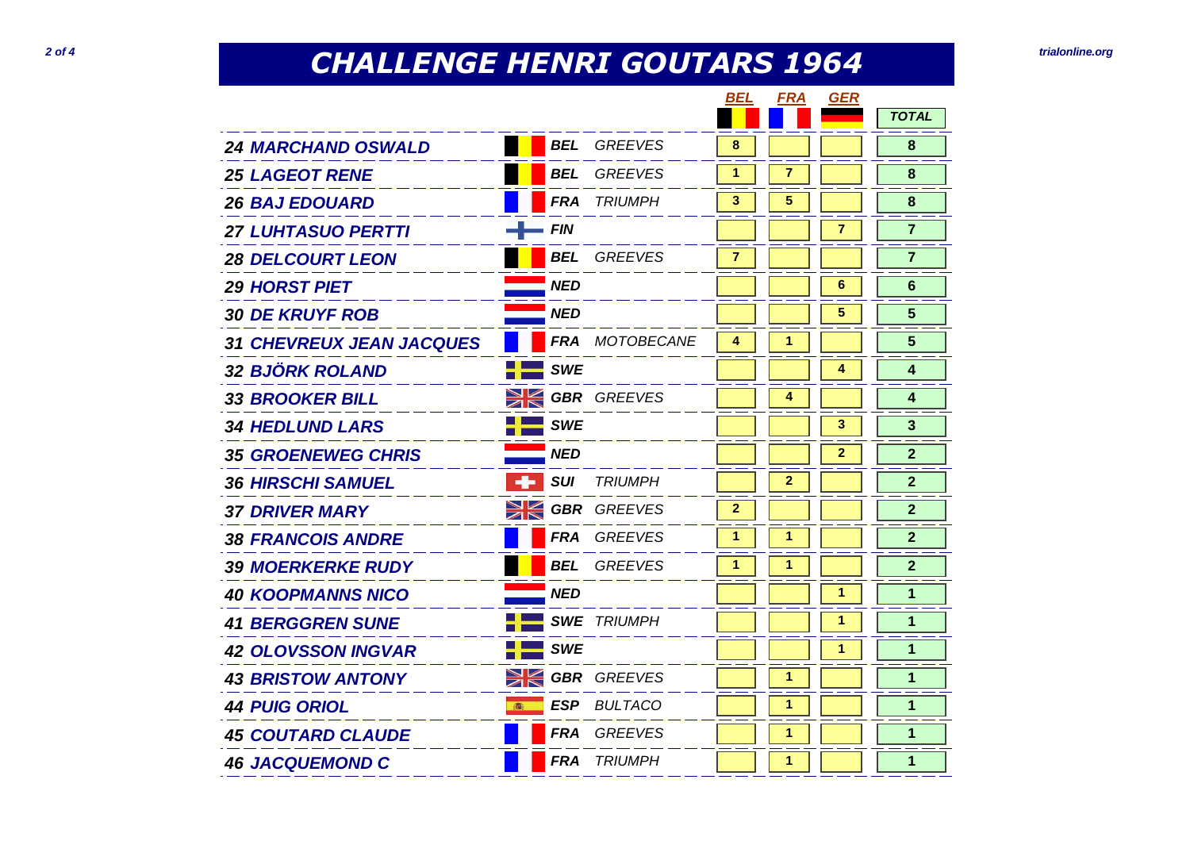# CHALLENGE HENRI GOUTARS 1964

| Rider | Nat. | Make | BEL | FRA | GER | TOTAL |
|---|---|---|---|---|---|---|
| 24 MARCHAND OSWALD | BEL | GREEVES | 8 | | | 8 |
| 25 LAGEOT RENE | BEL | GREEVES | 1 | 7 | | 8 |
| 26 BAJ EDOUARD | FRA | TRIUMPH | 3 | 5 | | 8 |
| 27 LUHTASUO PERTTI | FIN | | | | 7 | 7 |
| 28 DELCOURT LEON | BEL | GREEVES | 7 | | | 7 |
| 29 HORST PIET | NED | | | | 6 | 6 |
| 30 DE KRUYF ROB | NED | | | | 5 | 5 |
| 31 CHEVREUX JEAN JACQUES | FRA | MOTOBECANE | 4 | 1 | | 5 |
| 32 BJÖRK ROLAND | SWE | | | | 4 | 4 |
| 33 BROOKER BILL | GBR | GREEVES | | 4 | | 4 |
| 34 HEDLUND LARS | SWE | | | | 3 | 3 |
| 35 GROENEWEG CHRIS | NED | | | | 2 | 2 |
| 36 HIRSCHI SAMUEL | SUI | TRIUMPH | | 2 | | 2 |
| 37 DRIVER MARY | GBR | GREEVES | 2 | | | 2 |
| 38 FRANCOIS ANDRE | FRA | GREEVES | 1 | 1 | | 2 |
| 39 MOERKERKE RUDY | BEL | GREEVES | 1 | 1 | | 2 |
| 40 KOOPMANNS NICO | NED | | | | 1 | 1 |
| 41 BERGGREN SUNE | SWE | TRIUMPH | | | 1 | 1 |
| 42 OLOVSSON INGVAR | SWE | | | | 1 | 1 |
| 43 BRISTOW ANTONY | GBR | GREEVES | | 1 | | 1 |
| 44 PUIG ORIOL | ESP | BULTACO | | 1 | | 1 |
| 45 COUTARD CLAUDE | FRA | GREEVES | | 1 | | 1 |
| 46 JACQUEMOND C | FRA | TRIUMPH | | 1 | | 1 |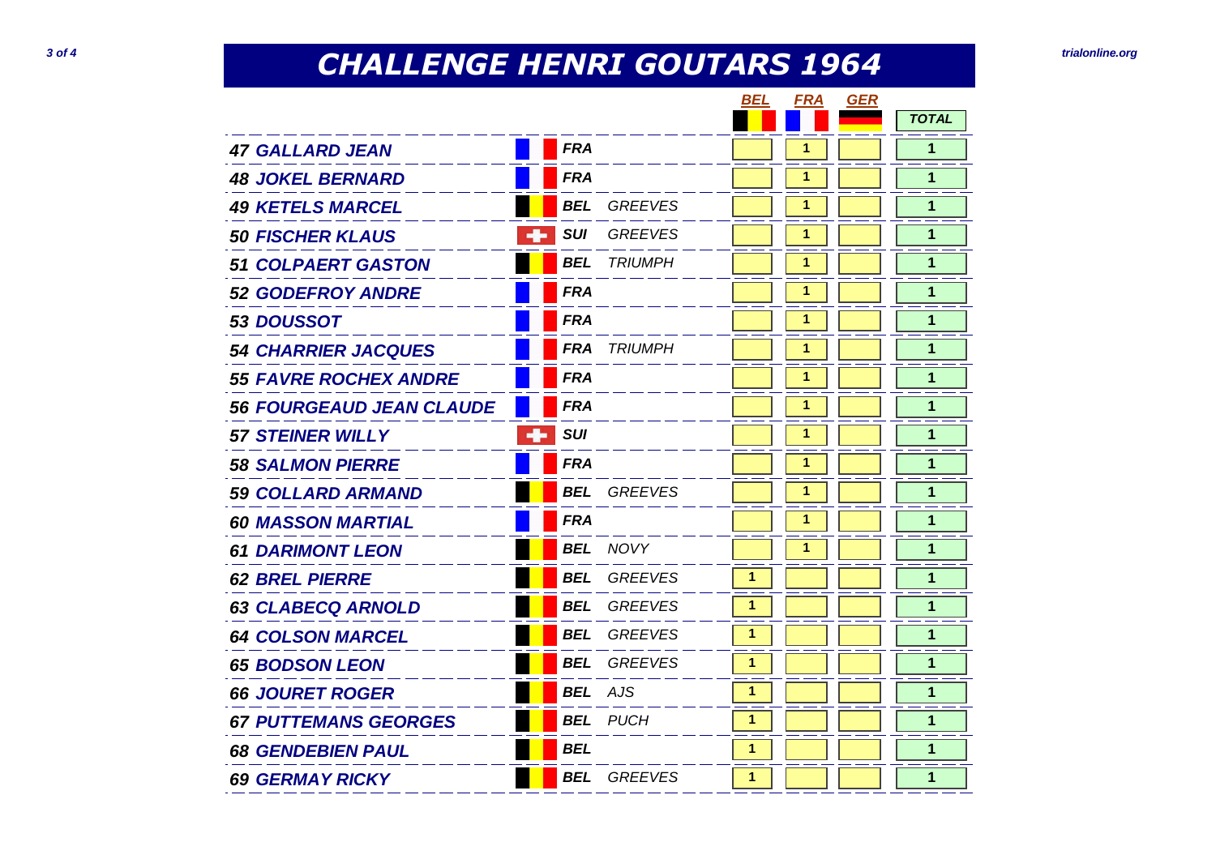# CHALLENGE HENRI GOUTARS 1964

| Rider | Nation | Make | BEL | FRA | GER | TOTAL |
|---|---|---|---|---|---|---|
| 47 GALLARD JEAN | FRA | | | 1 | | 1 |
| 48 JOKEL BERNARD | FRA | | | 1 | | 1 |
| 49 KETELS MARCEL | BEL | GREEVES | | 1 | | 1 |
| 50 FISCHER KLAUS | SUI | GREEVES | | 1 | | 1 |
| 51 COLPAERT GASTON | BEL | TRIUMPH | | 1 | | 1 |
| 52 GODEFROY ANDRE | FRA | | | 1 | | 1 |
| 53 DOUSSOT | FRA | | | 1 | | 1 |
| 54 CHARRIER JACQUES | FRA | TRIUMPH | | 1 | | 1 |
| 55 FAVRE ROCHEX ANDRE | FRA | | | 1 | | 1 |
| 56 FOURGEAUD JEAN CLAUDE | FRA | | | 1 | | 1 |
| 57 STEINER WILLY | SUI | | | 1 | | 1 |
| 58 SALMON PIERRE | FRA | | | 1 | | 1 |
| 59 COLLARD ARMAND | BEL | GREEVES | | 1 | | 1 |
| 60 MASSON MARTIAL | FRA | | | 1 | | 1 |
| 61 DARIMONT LEON | BEL | NOVY | | 1 | | 1 |
| 62 BREL PIERRE | BEL | GREEVES | 1 | | | 1 |
| 63 CLABECQ ARNOLD | BEL | GREEVES | 1 | | | 1 |
| 64 COLSON MARCEL | BEL | GREEVES | 1 | | | 1 |
| 65 BODSON LEON | BEL | GREEVES | 1 | | | 1 |
| 66 JOURET ROGER | BEL | AJS | 1 | | | 1 |
| 67 PUTTEMANS GEORGES | BEL | PUCH | 1 | | | 1 |
| 68 GENDEBIEN PAUL | BEL | | 1 | | | 1 |
| 69 GERMAY RICKY | BEL | GREEVES | 1 | | | 1 |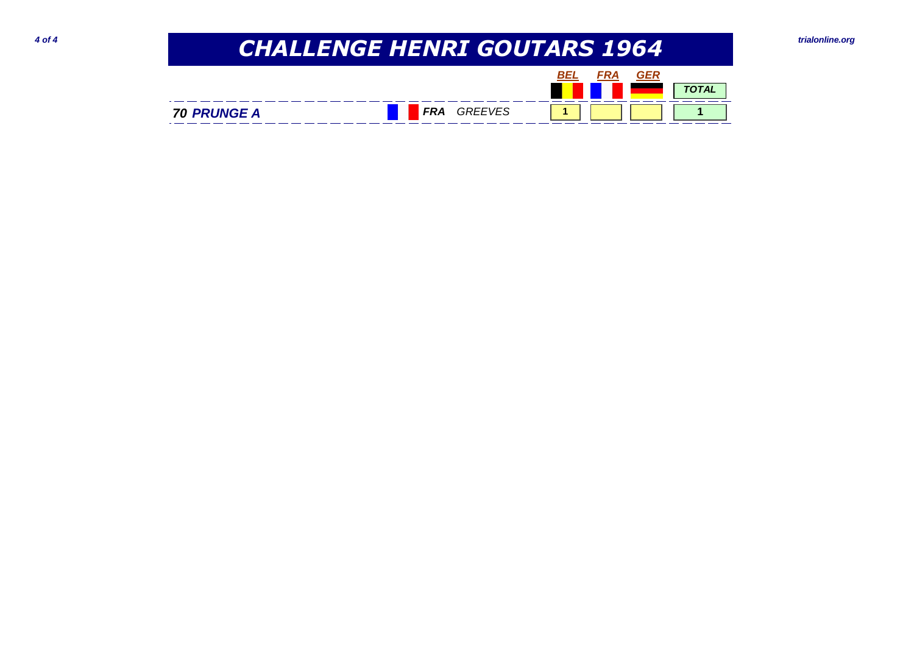# CHALLENGE HENRI GOUTARS 1964

| | | | BEL | FRA | GER | TOTAL |
|---|---|---|---|---|---|---|
| 70 PRUNGE A | FRA | GREEVES | 1 | | | 1 |